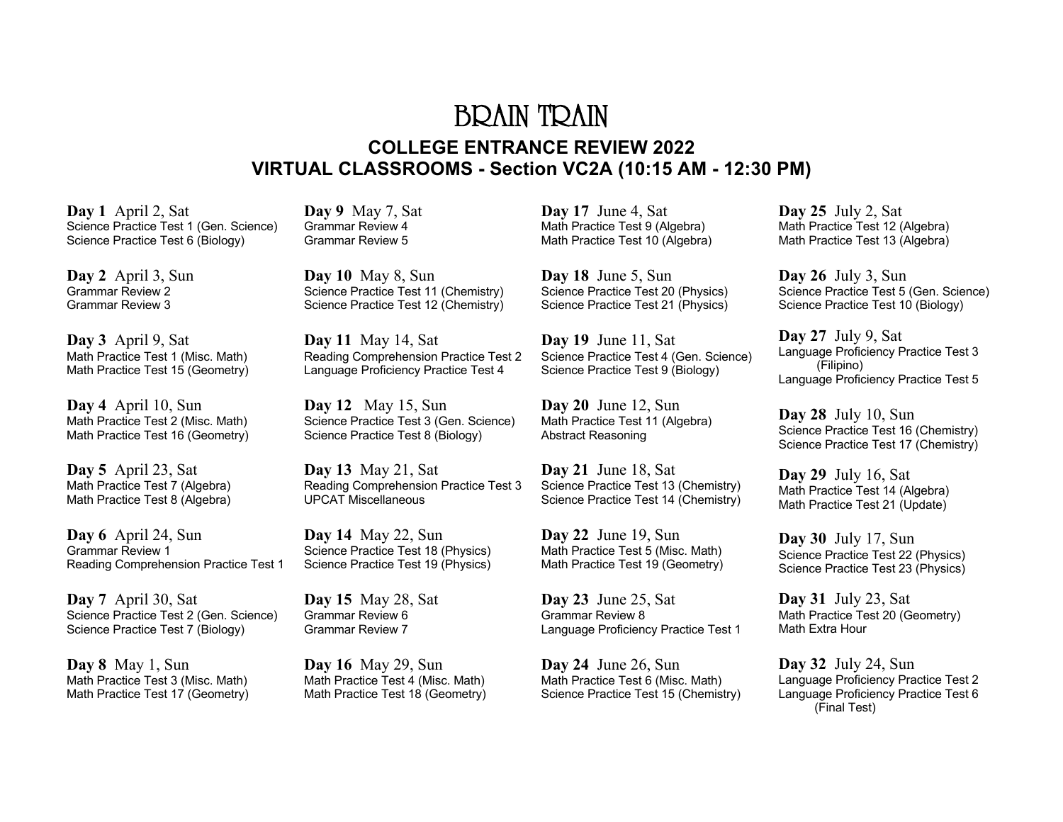# BRAIN TRAIN

## COLLEGE ENTRANCE REVIEW 2022
## VIRTUAL CLASSROOMS - Section VC2A (10:15 AM - 12:30 PM)

**Day 1** April 2, Sat
Science Practice Test 1 (Gen. Science)
Science Practice Test 6 (Biology)

**Day 2** April 3, Sun
Grammar Review 2
Grammar Review 3

**Day 3** April 9, Sat
Math Practice Test 1 (Misc. Math)
Math Practice Test 15 (Geometry)

**Day 4** April 10, Sun
Math Practice Test 2 (Misc. Math)
Math Practice Test 16 (Geometry)

**Day 5** April 23, Sat
Math Practice Test 7 (Algebra)
Math Practice Test 8 (Algebra)

**Day 6** April 24, Sun
Grammar Review 1
Reading Comprehension Practice Test 1

**Day 7** April 30, Sat
Science Practice Test 2 (Gen. Science)
Science Practice Test 7 (Biology)

**Day 8** May 1, Sun
Math Practice Test 3 (Misc. Math)
Math Practice Test 17 (Geometry)

**Day 9** May 7, Sat
Grammar Review 4
Grammar Review 5

**Day 10** May 8, Sun
Science Practice Test 11 (Chemistry)
Science Practice Test 12 (Chemistry)

**Day 11** May 14, Sat
Reading Comprehension Practice Test 2
Language Proficiency Practice Test 4

**Day 12** May 15, Sun
Science Practice Test 3 (Gen. Science)
Science Practice Test 8 (Biology)

**Day 13** May 21, Sat
Reading Comprehension Practice Test 3
UPCAT Miscellaneous

**Day 14** May 22, Sun
Science Practice Test 18 (Physics)
Science Practice Test 19 (Physics)

**Day 15** May 28, Sat
Grammar Review 6
Grammar Review 7

**Day 16** May 29, Sun
Math Practice Test 4 (Misc. Math)
Math Practice Test 18 (Geometry)

**Day 17** June 4, Sat
Math Practice Test 9 (Algebra)
Math Practice Test 10 (Algebra)

**Day 18** June 5, Sun
Science Practice Test 20 (Physics)
Science Practice Test 21 (Physics)

**Day 19** June 11, Sat
Science Practice Test 4 (Gen. Science)
Science Practice Test 9 (Biology)

**Day 20** June 12, Sun
Math Practice Test 11 (Algebra)
Abstract Reasoning

**Day 21** June 18, Sat
Science Practice Test 13 (Chemistry)
Science Practice Test 14 (Chemistry)

**Day 22** June 19, Sun
Math Practice Test 5 (Misc. Math)
Math Practice Test 19 (Geometry)

**Day 23** June 25, Sat
Grammar Review 8
Language Proficiency Practice Test 1

**Day 24** June 26, Sun
Math Practice Test 6 (Misc. Math)
Science Practice Test 15 (Chemistry)

**Day 25** July 2, Sat
Math Practice Test 12 (Algebra)
Math Practice Test 13 (Algebra)

**Day 26** July 3, Sun
Science Practice Test 5 (Gen. Science)
Science Practice Test 10 (Biology)

**Day 27** July 9, Sat
Language Proficiency Practice Test 3 (Filipino)
Language Proficiency Practice Test 5

**Day 28** July 10, Sun
Science Practice Test 16 (Chemistry)
Science Practice Test 17 (Chemistry)

**Day 29** July 16, Sat
Math Practice Test 14 (Algebra)
Math Practice Test 21 (Update)

**Day 30** July 17, Sun
Science Practice Test 22 (Physics)
Science Practice Test 23 (Physics)

**Day 31** July 23, Sat
Math Practice Test 20 (Geometry)
Math Extra Hour

**Day 32** July 24, Sun
Language Proficiency Practice Test 2
Language Proficiency Practice Test 6 (Final Test)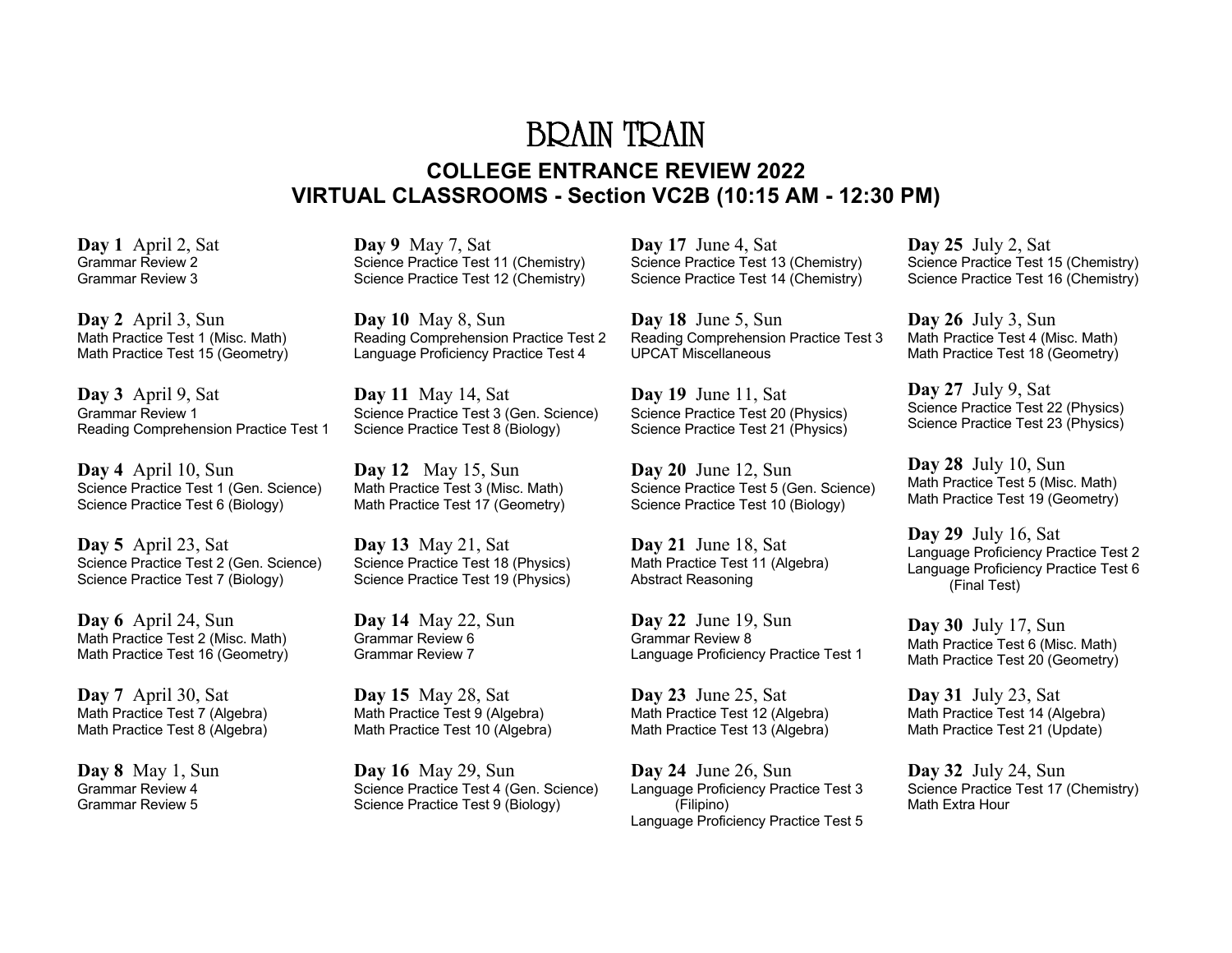# BRAIN TRAIN

## COLLEGE ENTRANCE REVIEW 2022
## VIRTUAL CLASSROOMS - Section VC2B (10:15 AM - 12:30 PM)

**Day 1** April 2, Sat
Grammar Review 2
Grammar Review 3

**Day 2** April 3, Sun
Math Practice Test 1 (Misc. Math)
Math Practice Test 15 (Geometry)

**Day 3** April 9, Sat
Grammar Review 1
Reading Comprehension Practice Test 1

**Day 4** April 10, Sun
Science Practice Test 1 (Gen. Science)
Science Practice Test 6 (Biology)

**Day 5** April 23, Sat
Science Practice Test 2 (Gen. Science)
Science Practice Test 7 (Biology)

**Day 6** April 24, Sun
Math Practice Test 2 (Misc. Math)
Math Practice Test 16 (Geometry)

**Day 7** April 30, Sat
Math Practice Test 7 (Algebra)
Math Practice Test 8 (Algebra)

**Day 8** May 1, Sun
Grammar Review 4
Grammar Review 5

**Day 9** May 7, Sat
Science Practice Test 11 (Chemistry)
Science Practice Test 12 (Chemistry)

**Day 10** May 8, Sun
Reading Comprehension Practice Test 2
Language Proficiency Practice Test 4

**Day 11** May 14, Sat
Science Practice Test 3 (Gen. Science)
Science Practice Test 8 (Biology)

**Day 12** May 15, Sun
Math Practice Test 3 (Misc. Math)
Math Practice Test 17 (Geometry)

**Day 13** May 21, Sat
Science Practice Test 18 (Physics)
Science Practice Test 19 (Physics)

**Day 14** May 22, Sun
Grammar Review 6
Grammar Review 7

**Day 15** May 28, Sat
Math Practice Test 9 (Algebra)
Math Practice Test 10 (Algebra)

**Day 16** May 29, Sun
Science Practice Test 4 (Gen. Science)
Science Practice Test 9 (Biology)

**Day 17** June 4, Sat
Science Practice Test 13 (Chemistry)
Science Practice Test 14 (Chemistry)

**Day 18** June 5, Sun
Reading Comprehension Practice Test 3
UPCAT Miscellaneous

**Day 19** June 11, Sat
Science Practice Test 20 (Physics)
Science Practice Test 21 (Physics)

**Day 20** June 12, Sun
Science Practice Test 5 (Gen. Science)
Science Practice Test 10 (Biology)

**Day 21** June 18, Sat
Math Practice Test 11 (Algebra)
Abstract Reasoning

**Day 22** June 19, Sun
Grammar Review 8
Language Proficiency Practice Test 1

**Day 23** June 25, Sat
Math Practice Test 12 (Algebra)
Math Practice Test 13 (Algebra)

**Day 24** June 26, Sun
Language Proficiency Practice Test 3 (Filipino)
Language Proficiency Practice Test 5

**Day 25** July 2, Sat
Science Practice Test 15 (Chemistry)
Science Practice Test 16 (Chemistry)

**Day 26** July 3, Sun
Math Practice Test 4 (Misc. Math)
Math Practice Test 18 (Geometry)

**Day 27** July 9, Sat
Science Practice Test 22 (Physics)
Science Practice Test 23 (Physics)

**Day 28** July 10, Sun
Math Practice Test 5 (Misc. Math)
Math Practice Test 19 (Geometry)

**Day 29** July 16, Sat
Language Proficiency Practice Test 2
Language Proficiency Practice Test 6 (Final Test)

**Day 30** July 17, Sun
Math Practice Test 6 (Misc. Math)
Math Practice Test 20 (Geometry)

**Day 31** July 23, Sat
Math Practice Test 14 (Algebra)
Math Practice Test 21 (Update)

**Day 32** July 24, Sun
Science Practice Test 17 (Chemistry)
Math Extra Hour